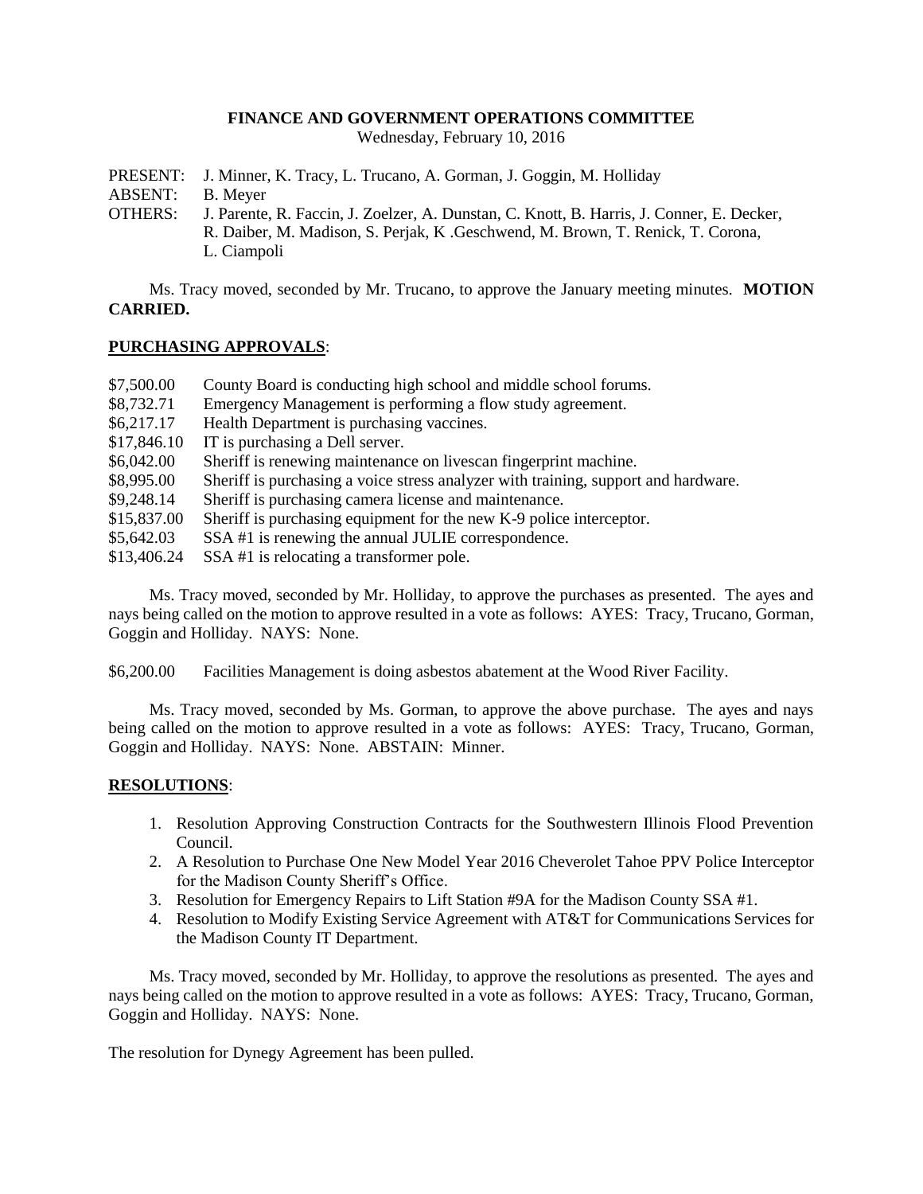**FINANCE AND GOVERNMENT OPERATIONS COMMITTEE**
Wednesday, February 10, 2016

PRESENT: J. Minner, K. Tracy, L. Trucano, A. Gorman, J. Goggin, M. Holliday
ABSENT: B. Meyer
OTHERS: J. Parente, R. Faccin, J. Zoelzer, A. Dunstan, C. Knott, B. Harris, J. Conner, E. Decker, R. Daiber, M. Madison, S. Perjak, K .Geschwend, M. Brown, T. Renick, T. Corona, L. Ciampoli

Ms. Tracy moved, seconded by Mr. Trucano, to approve the January meeting minutes. **MOTION CARRIED.**

**PURCHASING APPROVALS**:

$7,500.00 County Board is conducting high school and middle school forums.
$8,732.71 Emergency Management is performing a flow study agreement.
$6,217.17 Health Department is purchasing vaccines.
$17,846.10 IT is purchasing a Dell server.
$6,042.00 Sheriff is renewing maintenance on livescan fingerprint machine.
$8,995.00 Sheriff is purchasing a voice stress analyzer with training, support and hardware.
$9,248.14 Sheriff is purchasing camera license and maintenance.
$15,837.00 Sheriff is purchasing equipment for the new K-9 police interceptor.
$5,642.03 SSA #1 is renewing the annual JULIE correspondence.
$13,406.24 SSA #1 is relocating a transformer pole.

Ms. Tracy moved, seconded by Mr. Holliday, to approve the purchases as presented. The ayes and nays being called on the motion to approve resulted in a vote as follows: AYES: Tracy, Trucano, Gorman, Goggin and Holliday. NAYS: None.

$6,200.00 Facilities Management is doing asbestos abatement at the Wood River Facility.

Ms. Tracy moved, seconded by Ms. Gorman, to approve the above purchase. The ayes and nays being called on the motion to approve resulted in a vote as follows: AYES: Tracy, Trucano, Gorman, Goggin and Holliday. NAYS: None. ABSTAIN: Minner.

**RESOLUTIONS**:

1. Resolution Approving Construction Contracts for the Southwestern Illinois Flood Prevention Council.
2. A Resolution to Purchase One New Model Year 2016 Cheverolet Tahoe PPV Police Interceptor for the Madison County Sheriff's Office.
3. Resolution for Emergency Repairs to Lift Station #9A for the Madison County SSA #1.
4. Resolution to Modify Existing Service Agreement with AT&T for Communications Services for the Madison County IT Department.

Ms. Tracy moved, seconded by Mr. Holliday, to approve the resolutions as presented. The ayes and nays being called on the motion to approve resulted in a vote as follows: AYES: Tracy, Trucano, Gorman, Goggin and Holliday. NAYS: None.

The resolution for Dynegy Agreement has been pulled.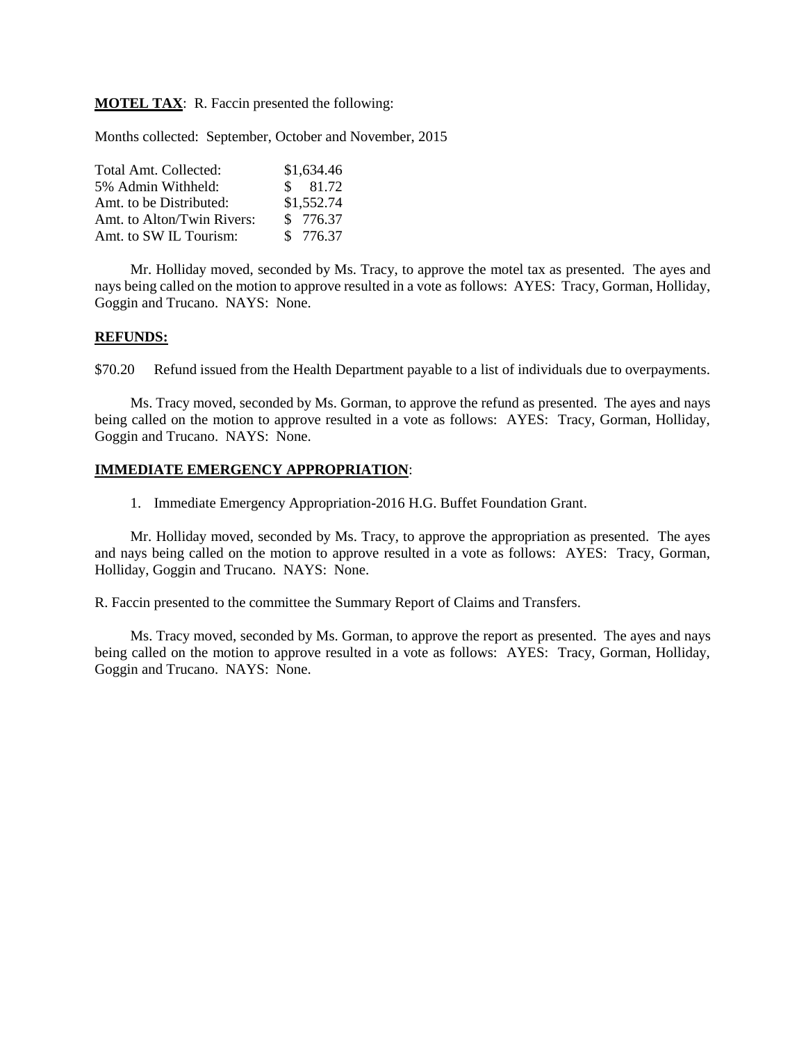**MOTEL TAX**: R. Faccin presented the following:

Months collected: September, October and November, 2015

| | |
|---|---|
| Total Amt. Collected: | $1,634.46 |
| 5% Admin Withheld: | $ 81.72 |
| Amt. to be Distributed: | $1,552.74 |
| Amt. to Alton/Twin Rivers: | $ 776.37 |
| Amt. to SW IL Tourism: | $ 776.37 |

Mr. Holliday moved, seconded by Ms. Tracy, to approve the motel tax as presented. The ayes and nays being called on the motion to approve resulted in a vote as follows: AYES: Tracy, Gorman, Holliday, Goggin and Trucano. NAYS: None.

**REFUNDS:**

$70.20 Refund issued from the Health Department payable to a list of individuals due to overpayments.

Ms. Tracy moved, seconded by Ms. Gorman, to approve the refund as presented. The ayes and nays being called on the motion to approve resulted in a vote as follows: AYES: Tracy, Gorman, Holliday, Goggin and Trucano. NAYS: None.

**IMMEDIATE EMERGENCY APPROPRIATION**:

1. Immediate Emergency Appropriation-2016 H.G. Buffet Foundation Grant.

Mr. Holliday moved, seconded by Ms. Tracy, to approve the appropriation as presented. The ayes and nays being called on the motion to approve resulted in a vote as follows: AYES: Tracy, Gorman, Holliday, Goggin and Trucano. NAYS: None.

R. Faccin presented to the committee the Summary Report of Claims and Transfers.

Ms. Tracy moved, seconded by Ms. Gorman, to approve the report as presented. The ayes and nays being called on the motion to approve resulted in a vote as follows: AYES: Tracy, Gorman, Holliday, Goggin and Trucano. NAYS: None.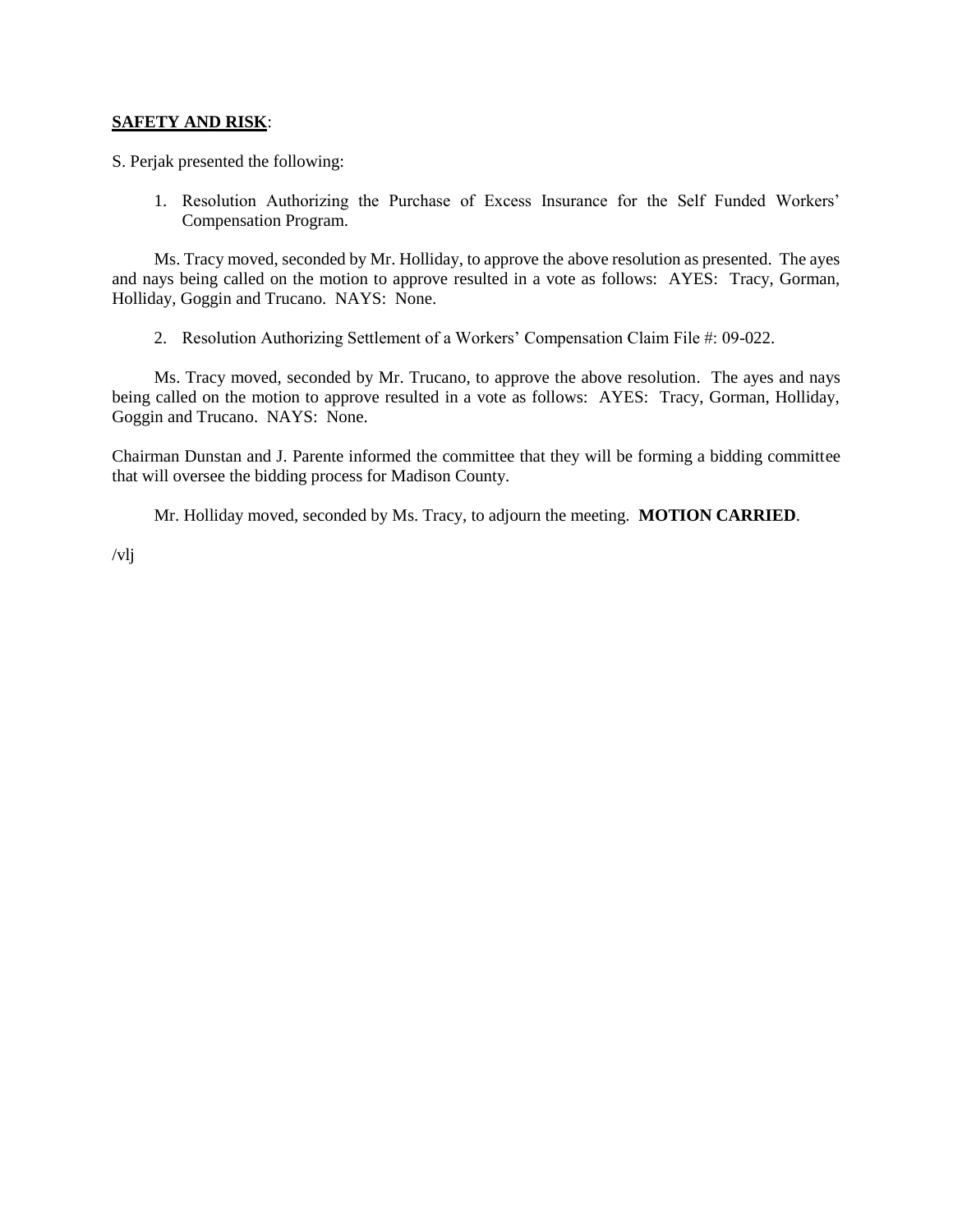**SAFETY AND RISK**:

S. Perjak presented the following:

1. Resolution Authorizing the Purchase of Excess Insurance for the Self Funded Workers' Compensation Program.

Ms. Tracy moved, seconded by Mr. Holliday, to approve the above resolution as presented. The ayes and nays being called on the motion to approve resulted in a vote as follows: AYES: Tracy, Gorman, Holliday, Goggin and Trucano. NAYS: None.

2. Resolution Authorizing Settlement of a Workers' Compensation Claim File #: 09-022.

Ms. Tracy moved, seconded by Mr. Trucano, to approve the above resolution. The ayes and nays being called on the motion to approve resulted in a vote as follows: AYES: Tracy, Gorman, Holliday, Goggin and Trucano. NAYS: None.

Chairman Dunstan and J. Parente informed the committee that they will be forming a bidding committee that will oversee the bidding process for Madison County.

Mr. Holliday moved, seconded by Ms. Tracy, to adjourn the meeting. **MOTION CARRIED**.

/vlj